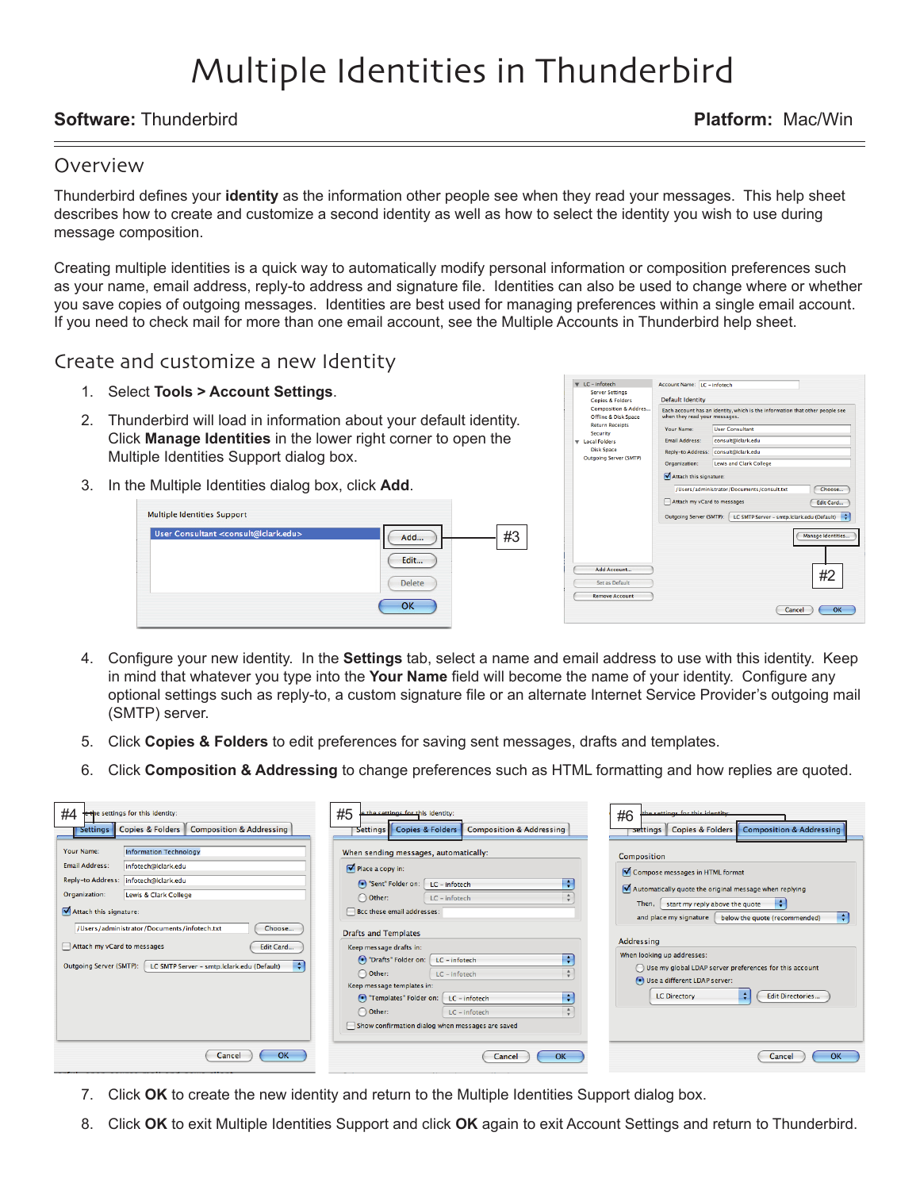# Multiple Identities in Thunderbird

**Software:** Thunderbird **Platform:** Mac/Win

## Overview

Thunderbird defines your **identity** as the information other people see when they read your messages. This help sheet describes how to create and customize a second identity as well as how to select the identity you wish to use during message composition.

Creating multiple identities is a quick way to automatically modify personal information or composition preferences such as your name, email address, reply-to address and signature file. Identities can also be used to change where or whether you save copies of outgoing messages. Identities are best used for managing preferences within a single email account. If you need to check mail for more than one email account, see the Multiple Accounts in Thunderbird help sheet.

## Create and customize a new Identity

1. Select **Tools > Account Settings**.
2. Thunderbird will load in information about your default identity. Click **Manage Identities** in the lower right corner to open the Multiple Identities Support dialog box.
3. In the Multiple Identities dialog box, click **Add**.
4. Configure your new identity. In the **Settings** tab, select a name and email address to use with this identity. Keep in mind that whatever you type into the **Your Name** field will become the name of your identity. Configure any optional settings such as reply-to, a custom signature file or an alternate Internet Service Provider's outgoing mail (SMTP) server.
5. Click **Copies & Folders** to edit preferences for saving sent messages, drafts and templates.
6. Click **Composition & Addressing** to change preferences such as HTML formatting and how replies are quoted.
7. Click **OK** to create the new identity and return to the Multiple Identities Support dialog box.
8. Click **OK** to exit Multiple Identities Support and click **OK** again to exit Account Settings and return to Thunderbird.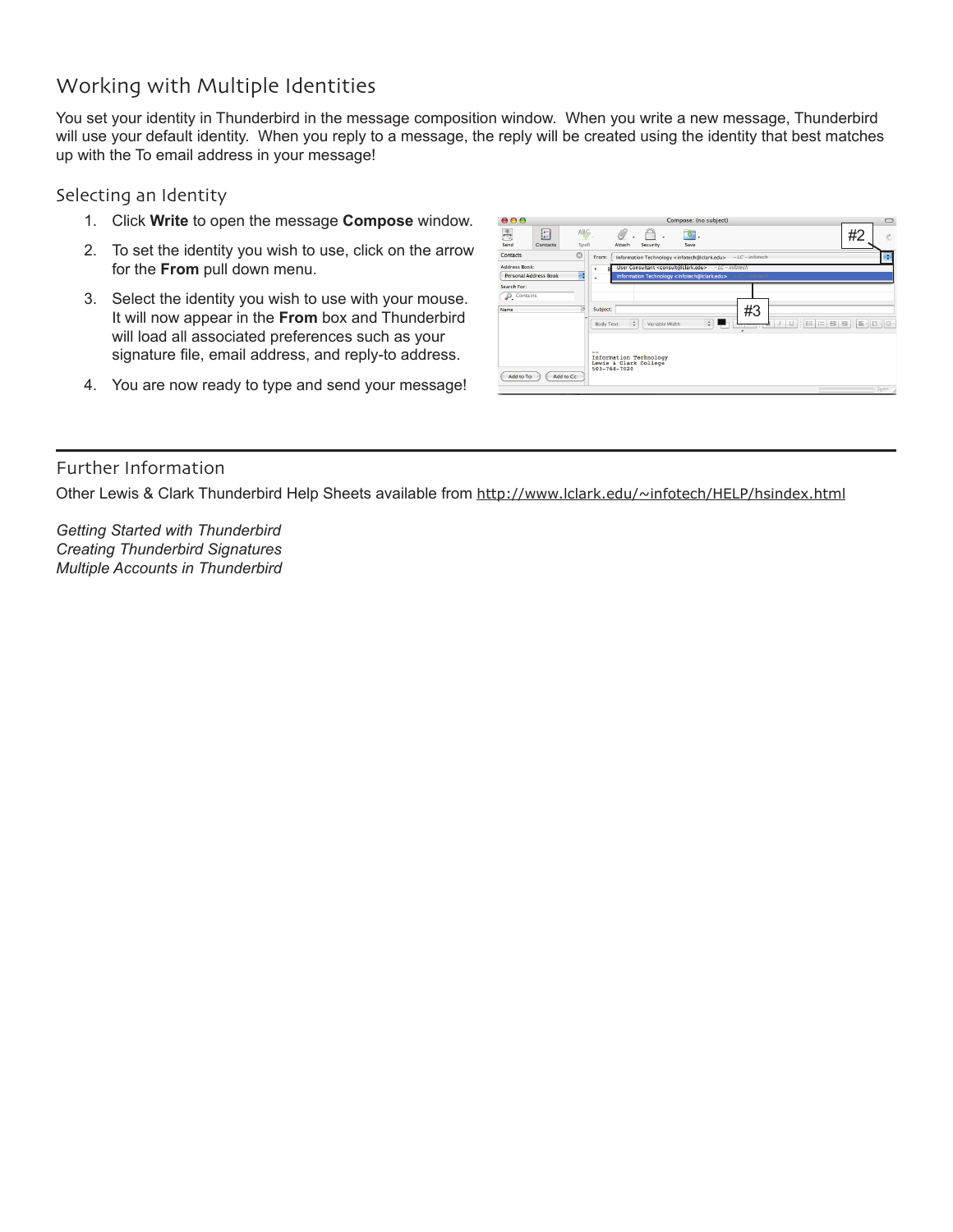## Working with Multiple Identities

You set your identity in Thunderbird in the message composition window. When you write a new message, Thunderbird will use your default identity. When you reply to a message, the reply will be created using the identity that best matches up with the To email address in your message!

### Selecting an Identity

1. Click **Write** to open the message **Compose** window.
2. To set the identity you wish to use, click on the arrow for the **From** pull down menu.
3. Select the identity you wish to use with your mouse. It will now appear in the **From** box and Thunderbird will load all associated preferences such as your signature file, email address, and reply-to address.
4. You are now ready to type and send your message!

---

### Further Information

Other Lewis & Clark Thunderbird Help Sheets available from http://www.lclark.edu/~infotech/HELP/hsindex.html

*Getting Started with Thunderbird*
*Creating Thunderbird Signatures*
*Multiple Accounts in Thunderbird*